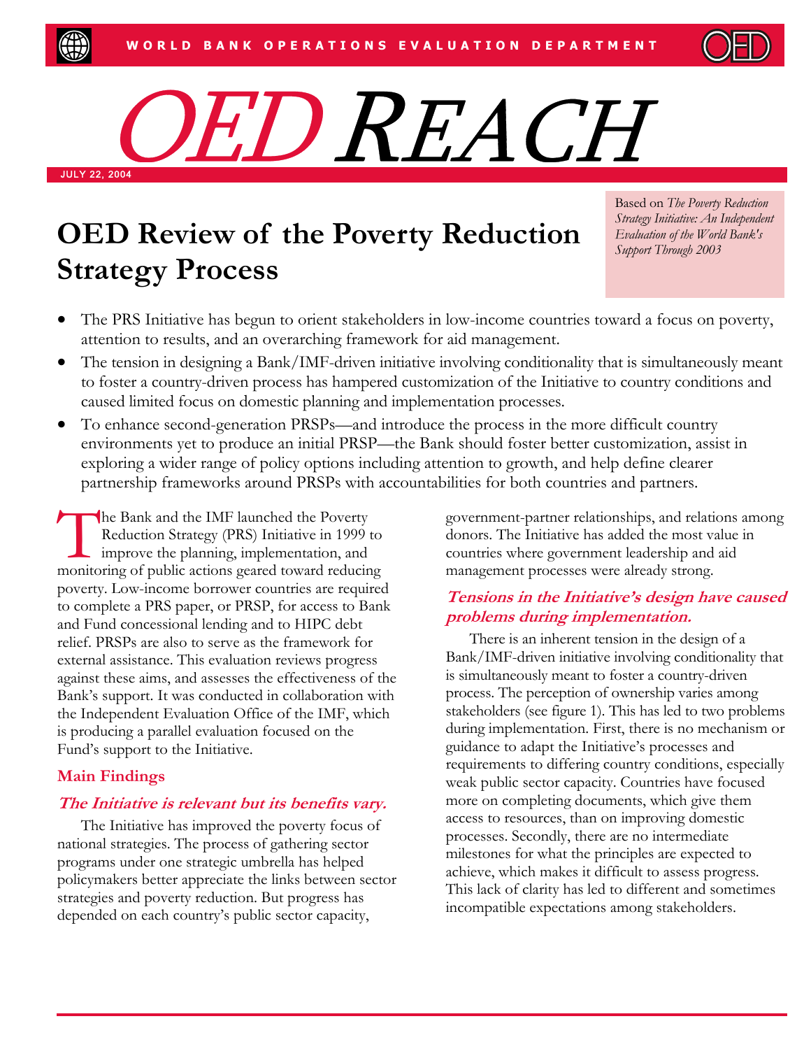# OED Review of the Poverty Reduction Strategy Process

Based on *The Poverty Reduction Strategy Initiative: An Independent Evaluation of the World Bank's Support Through 2003*

- The PRS Initiative has begun to orient stakeholders in low-income countries toward a focus on poverty, attention to results, and an overarching framework for aid management.
- The tension in designing a Bank/IMF-driven initiative involving conditionality that is simultaneously meant to foster a country-driven process has hampered customization of the Initiative to country conditions and caused limited focus on domestic planning and implementation processes.
- To enhance second-generation PRSPs—and introduce the process in the more difficult country environments yet to produce an initial PRSP—the Bank should foster better customization, assist in exploring a wider range of policy options including attention to growth, and help define clearer partnership frameworks around PRSPs with accountabilities for both countries and partners.

The Bank and the IMF launched the Poverty Reduction Strategy (PRS) Initiative in 1999 to improve the planning, implementation, and monitoring of public actions geared toward reducing poverty. Low-income borrower countries are required to complete a PRS paper, or PRSP, for access to Bank and Fund concessional lending and to HIPC debt relief. PRSPs are also to serve as the framework for external assistance. This evaluation reviews progress against these aims, and assesses the effectiveness of the Bank's support. It was conducted in collaboration with the Independent Evaluation Office of the IMF, which is producing a parallel evaluation focused on the Fund's support to the Initiative.

## Main Findings

### *The Initiative is relevant but its benefits vary.*

The Initiative has improved the poverty focus of national strategies. The process of gathering sector programs under one strategic umbrella has helped policymakers better appreciate the links between sector strategies and poverty reduction. But progress has depended on each country's public sector capacity, government-partner relationships, and relations among donors. The Initiative has added the most value in countries where government leadership and aid management processes were already strong.

### *Tensions in the Initiative's design have caused problems during implementation.*

There is an inherent tension in the design of a Bank/IMF-driven initiative involving conditionality that is simultaneously meant to foster a country-driven process. The perception of ownership varies among stakeholders (see figure 1). This has led to two problems during implementation. First, there is no mechanism or guidance to adapt the Initiative's processes and requirements to differing country conditions, especially weak public sector capacity. Countries have focused more on completing documents, which give them access to resources, than on improving domestic processes. Secondly, there are no intermediate milestones for what the principles are expected to achieve, which makes it difficult to assess progress. This lack of clarity has led to different and sometimes incompatible expectations among stakeholders.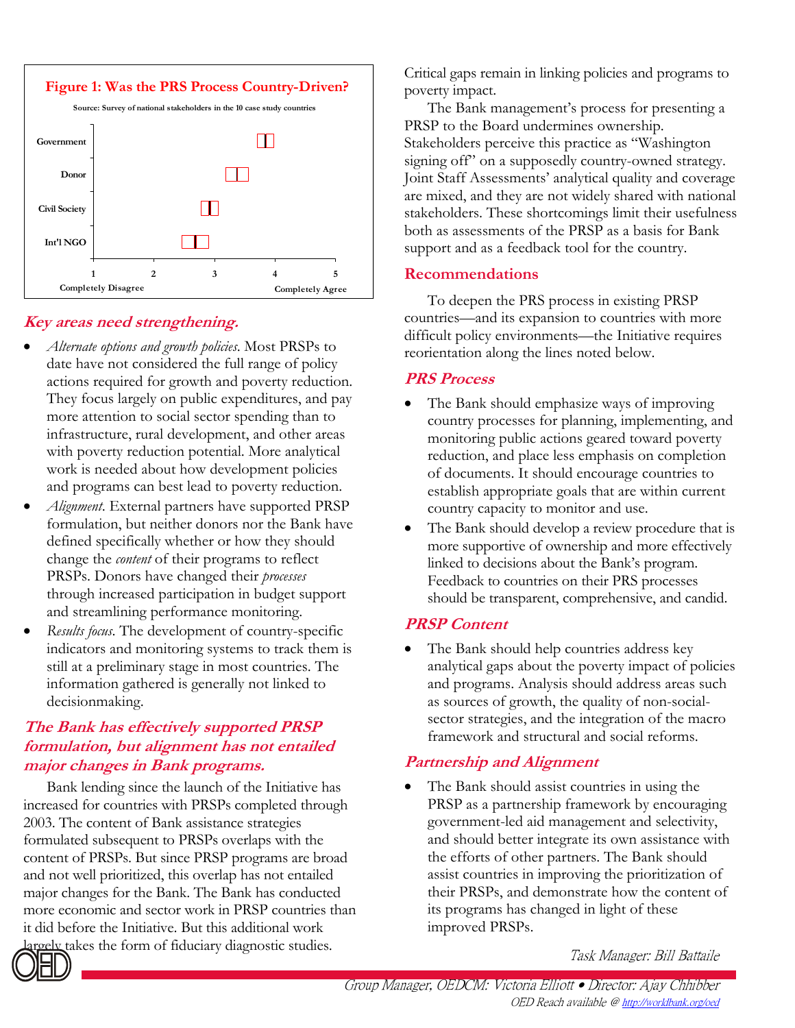**Figure 1: Was the PRS Process Country-Driven?**

Source: Survey of national stakeholders in the 10 case study countries

Government
Donor
Civil Society
Int'l NGO

1 2 3 4 5

Completely Disagree
Completely Agree

### *Key areas need strengthening.*

- *Alternate options and growth policies.* Most PRSPs to date have not considered the full range of policy actions required for growth and poverty reduction. They focus largely on public expenditures, and pay more attention to social sector spending than to infrastructure, rural development, and other areas with poverty reduction potential. More analytical work is needed about how development policies and programs can best lead to poverty reduction.
- *Alignment.* External partners have supported PRSP formulation, but neither donors nor the Bank have defined specifically whether or how they should change the *content* of their programs to reflect PRSPs. Donors have changed their *processes* through increased participation in budget support and streamlining performance monitoring.
- *Results focus.* The development of country-specific indicators and monitoring systems to track them is still at a preliminary stage in most countries. The information gathered is generally not linked to decisionmaking.

### *The Bank has effectively supported PRSP formulation, but alignment has not entailed major changes in Bank programs.*

Bank lending since the launch of the Initiative has increased for countries with PRSPs completed through 2003. The content of Bank assistance strategies formulated subsequent to PRSPs overlaps with the content of PRSPs. But since PRSP programs are broad and not well prioritized, this overlap has not entailed major changes for the Bank. The Bank has conducted more economic and sector work in PRSP countries than it did before the Initiative. But this additional work largely takes the form of fiduciary diagnostic studies. Critical gaps remain in linking policies and programs to poverty impact.

The Bank management's process for presenting a PRSP to the Board undermines ownership. Stakeholders perceive this practice as "Washington signing off" on a supposedly country-owned strategy. Joint Staff Assessments' analytical quality and coverage are mixed, and they are not widely shared with national stakeholders. These shortcomings limit their usefulness both as assessments of the PRSP as a basis for Bank support and as a feedback tool for the country.

## Recommendations

To deepen the PRS process in existing PRSP countries—and its expansion to countries with more difficult policy environments—the Initiative requires reorientation along the lines noted below.

### *PRS Process*

- The Bank should emphasize ways of improving country processes for planning, implementing, and monitoring public actions geared toward poverty reduction, and place less emphasis on completion of documents. It should encourage countries to establish appropriate goals that are within current country capacity to monitor and use.
- The Bank should develop a review procedure that is more supportive of ownership and more effectively linked to decisions about the Bank's program. Feedback to countries on their PRS processes should be transparent, comprehensive, and candid.

### *PRSP Content*

- The Bank should help countries address key analytical gaps about the poverty impact of policies and programs. Analysis should address areas such as sources of growth, the quality of non-social-sector strategies, and the integration of the macro framework and structural and social reforms.

### *Partnership and Alignment*

- The Bank should assist countries in using the PRSP as a partnership framework by encouraging government-led aid management and selectivity, and should better integrate its own assistance with the efforts of other partners. The Bank should assist countries in improving the prioritization of their PRSPs, and demonstrate how the content of its programs has changed in light of these improved PRSPs.

*Task Manager: Bill Battaile*

*Group Manager, OEDCM: Victoria Elliott • Director: Ajay Chhibber*

*OED Reach available @ http://worldbank.org/oed*